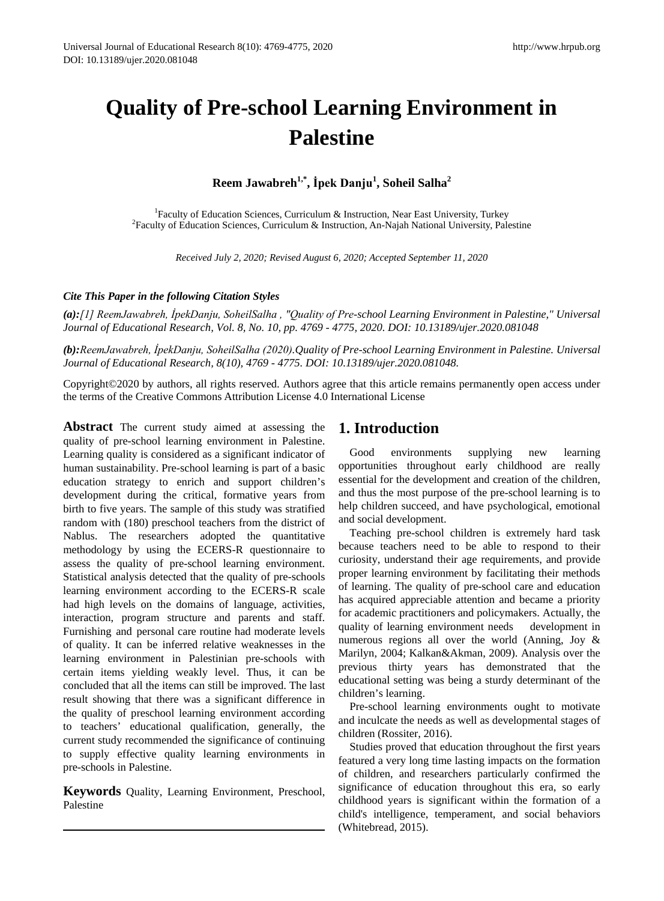# Quality of Pre-school Learning Environment in Palestine

**Reem Jawabreh[1,*], İpek Danju[1], Soheil Salha[2]**

[1]Faculty of Education Sciences, Curriculum & Instruction, Near East University, Turkey
[2]Faculty of Education Sciences, Curriculum & Instruction, An-Najah National University, Palestine

*Received July 2, 2020; Revised August 6, 2020; Accepted September 11, 2020*

***Cite This Paper in the following Citation Styles***

***(a):****[1] ReemJawabreh, İpekDanju, SoheilSalha , "Quality of Pre-school Learning Environment in Palestine," Universal Journal of Educational Research, Vol. 8, No. 10, pp. 4769 - 4775, 2020. DOI: 10.13189/ujer.2020.081048*

***(b):****ReemJawabreh, İpekDanju, SoheilSalha (2020).Quality of Pre-school Learning Environment in Palestine. Universal Journal of Educational Research, 8(10), 4769 - 4775. DOI: 10.13189/ujer.2020.081048.*

Copyright©2020 by authors, all rights reserved. Authors agree that this article remains permanently open access under the terms of the Creative Commons Attribution License 4.0 International License

**Abstract** The current study aimed at assessing the quality of pre-school learning environment in Palestine. Learning quality is considered as a significant indicator of human sustainability. Pre-school learning is part of a basic education strategy to enrich and support children's development during the critical, formative years from birth to five years. The sample of this study was stratified random with (180) preschool teachers from the district of Nablus. The researchers adopted the quantitative methodology by using the ECERS-R questionnaire to assess the quality of pre-school learning environment. Statistical analysis detected that the quality of pre-schools learning environment according to the ECERS-R scale had high levels on the domains of language, activities, interaction, program structure and parents and staff. Furnishing and personal care routine had moderate levels of quality. It can be inferred relative weaknesses in the learning environment in Palestinian pre-schools with certain items yielding weakly level. Thus, it can be concluded that all the items can still be improved. The last result showing that there was a significant difference in the quality of preschool learning environment according to teachers' educational qualification, generally, the current study recommended the significance of continuing to supply effective quality learning environments in pre-schools in Palestine.

**Keywords** Quality, Learning Environment, Preschool, Palestine

## 1. Introduction

Good environments supplying new learning opportunities throughout early childhood are really essential for the development and creation of the children, and thus the most purpose of the pre-school learning is to help children succeed, and have psychological, emotional and social development.

Teaching pre-school children is extremely hard task because teachers need to be able to respond to their curiosity, understand their age requirements, and provide proper learning environment by facilitating their methods of learning. The quality of pre-school care and education has acquired appreciable attention and became a priority for academic practitioners and policymakers. Actually, the quality of learning environment needs development in numerous regions all over the world (Anning, Joy & Marilyn, 2004; Kalkan&Akman, 2009). Analysis over the previous thirty years has demonstrated that the educational setting was being a sturdy determinant of the children's learning.

Pre-school learning environments ought to motivate and inculcate the needs as well as developmental stages of children (Rossiter, 2016).

Studies proved that education throughout the first years featured a very long time lasting impacts on the formation of children, and researchers particularly confirmed the significance of education throughout this era, so early childhood years is significant within the formation of a child's intelligence, temperament, and social behaviors (Whitebread, 2015).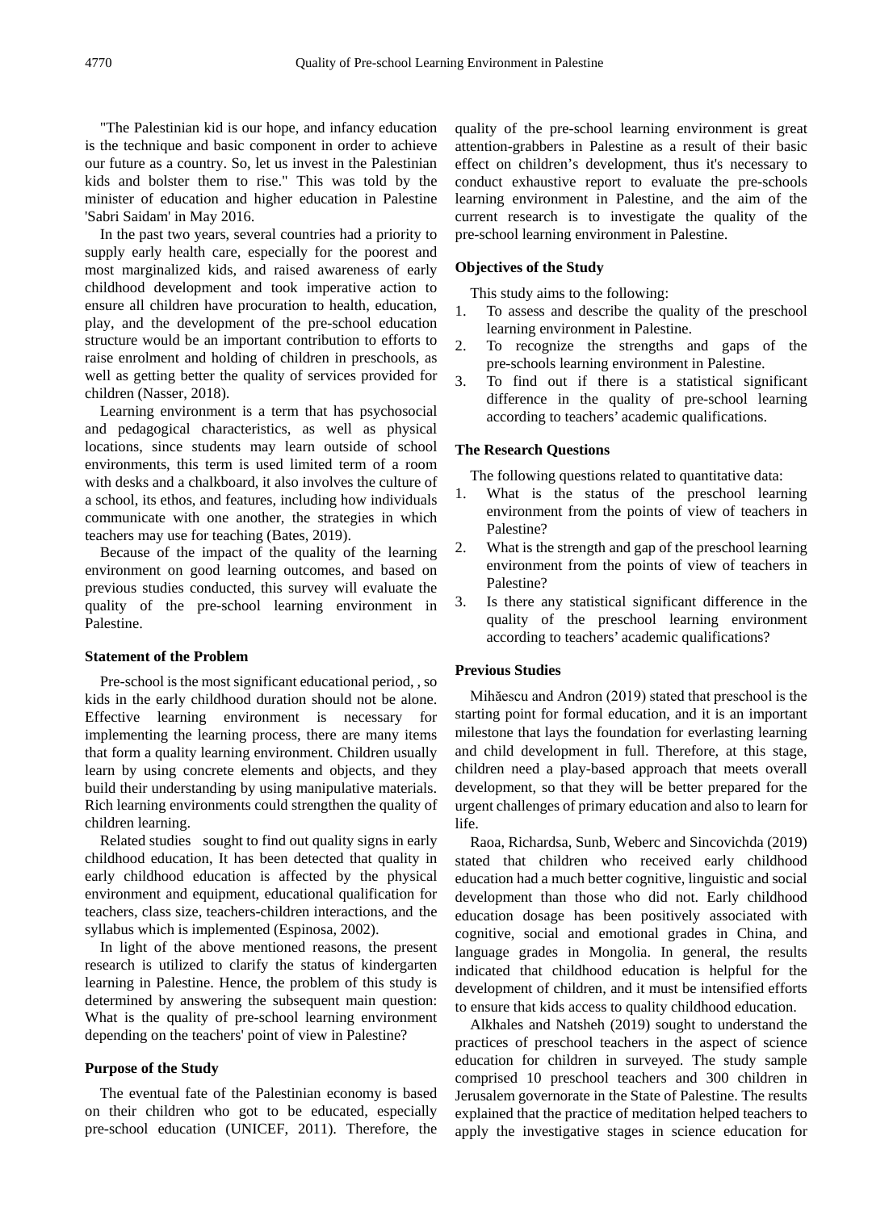"The Palestinian kid is our hope, and infancy education is the technique and basic component in order to achieve our future as a country. So, let us invest in the Palestinian kids and bolster them to rise." This was told by the minister of education and higher education in Palestine 'Sabri Saidam' in May 2016.

In the past two years, several countries had a priority to supply early health care, especially for the poorest and most marginalized kids, and raised awareness of early childhood development and took imperative action to ensure all children have procuration to health, education, play, and the development of the pre-school education structure would be an important contribution to efforts to raise enrolment and holding of children in preschools, as well as getting better the quality of services provided for children (Nasser, 2018).

Learning environment is a term that has psychosocial and pedagogical characteristics, as well as physical locations, since students may learn outside of school environments, this term is used limited term of a room with desks and a chalkboard, it also involves the culture of a school, its ethos, and features, including how individuals communicate with one another, the strategies in which teachers may use for teaching (Bates, 2019).

Because of the impact of the quality of the learning environment on good learning outcomes, and based on previous studies conducted, this survey will evaluate the quality of the pre-school learning environment in Palestine.

### Statement of the Problem

Pre-school is the most significant educational period, , so kids in the early childhood duration should not be alone. Effective learning environment is necessary for implementing the learning process, there are many items that form a quality learning environment. Children usually learn by using concrete elements and objects, and they build their understanding by using manipulative materials. Rich learning environments could strengthen the quality of children learning.

Related studies sought to find out quality signs in early childhood education, It has been detected that quality in early childhood education is affected by the physical environment and equipment, educational qualification for teachers, class size, teachers-children interactions, and the syllabus which is implemented (Espinosa, 2002).

In light of the above mentioned reasons, the present research is utilized to clarify the status of kindergarten learning in Palestine. Hence, the problem of this study is determined by answering the subsequent main question: What is the quality of pre-school learning environment depending on the teachers' point of view in Palestine?

### Purpose of the Study

The eventual fate of the Palestinian economy is based on their children who got to be educated, especially pre-school education (UNICEF, 2011). Therefore, the quality of the pre-school learning environment is great attention-grabbers in Palestine as a result of their basic effect on children's development, thus it's necessary to conduct exhaustive report to evaluate the pre-schools learning environment in Palestine, and the aim of the current research is to investigate the quality of the pre-school learning environment in Palestine.

### Objectives of the Study

This study aims to the following:

1. To assess and describe the quality of the preschool learning environment in Palestine.
2. To recognize the strengths and gaps of the pre-schools learning environment in Palestine.
3. To find out if there is a statistical significant difference in the quality of pre-school learning according to teachers' academic qualifications.

### The Research Questions

The following questions related to quantitative data:

1. What is the status of the preschool learning environment from the points of view of teachers in Palestine?
2. What is the strength and gap of the preschool learning environment from the points of view of teachers in Palestine?
3. Is there any statistical significant difference in the quality of the preschool learning environment according to teachers' academic qualifications?

### Previous Studies

Mihăescu and Andron (2019) stated that preschool is the starting point for formal education, and it is an important milestone that lays the foundation for everlasting learning and child development in full. Therefore, at this stage, children need a play-based approach that meets overall development, so that they will be better prepared for the urgent challenges of primary education and also to learn for life.

Raoa, Richardsa, Sunb, Weberc and Sincovichda (2019) stated that children who received early childhood education had a much better cognitive, linguistic and social development than those who did not. Early childhood education dosage has been positively associated with cognitive, social and emotional grades in China, and language grades in Mongolia. In general, the results indicated that childhood education is helpful for the development of children, and it must be intensified efforts to ensure that kids access to quality childhood education.

Alkhales and Natsheh (2019) sought to understand the practices of preschool teachers in the aspect of science education for children in surveyed. The study sample comprised 10 preschool teachers and 300 children in Jerusalem governorate in the State of Palestine. The results explained that the practice of meditation helped teachers to apply the investigative stages in science education for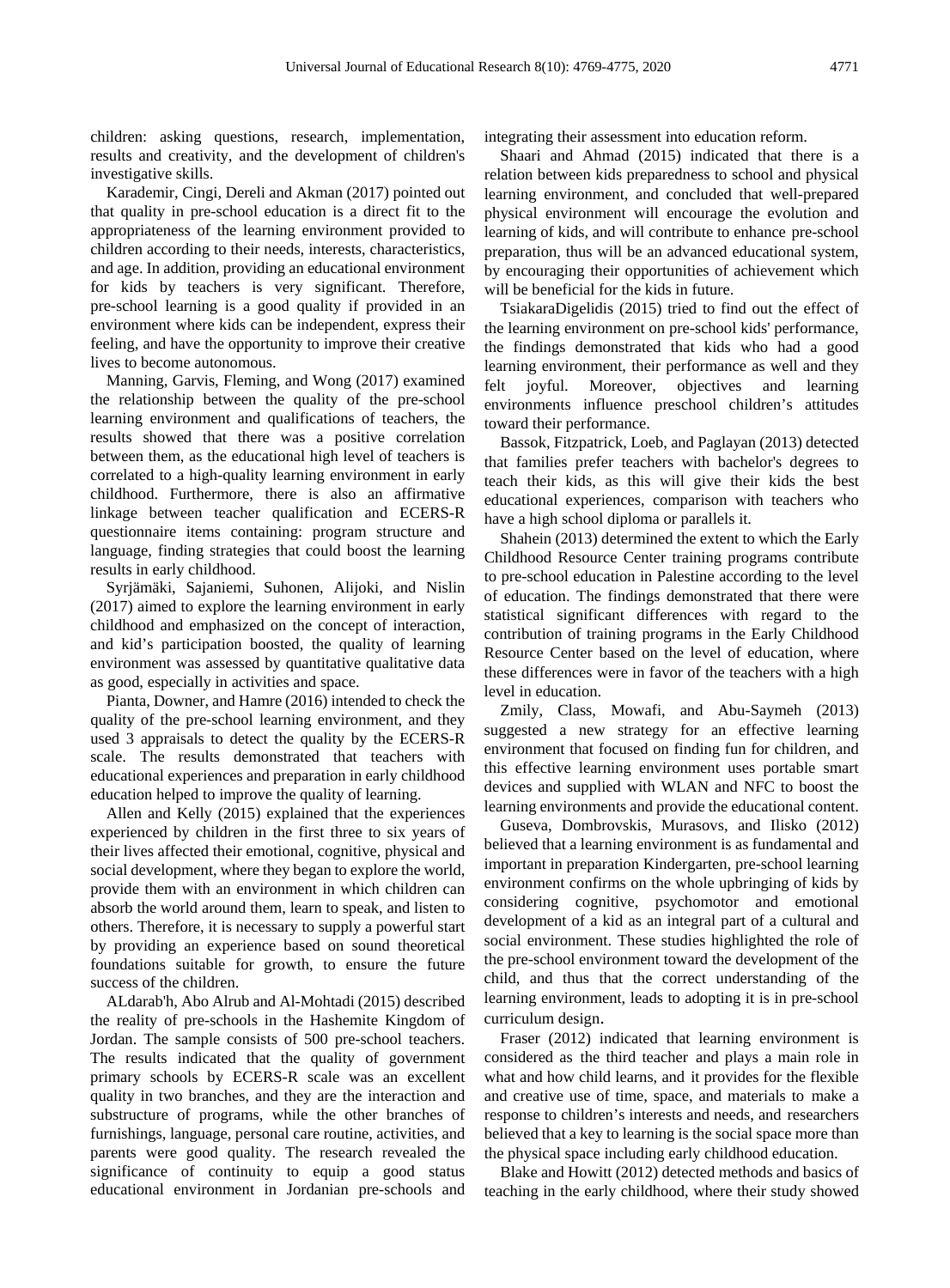children: asking questions, research, implementation, results and creativity, and the development of children's investigative skills.

Karademir, Cingi, Dereli and Akman (2017) pointed out that quality in pre-school education is a direct fit to the appropriateness of the learning environment provided to children according to their needs, interests, characteristics, and age. In addition, providing an educational environment for kids by teachers is very significant. Therefore, pre-school learning is a good quality if provided in an environment where kids can be independent, express their feeling, and have the opportunity to improve their creative lives to become autonomous.

Manning, Garvis, Fleming, and Wong (2017) examined the relationship between the quality of the pre-school learning environment and qualifications of teachers, the results showed that there was a positive correlation between them, as the educational high level of teachers is correlated to a high-quality learning environment in early childhood. Furthermore, there is also an affirmative linkage between teacher qualification and ECERS-R questionnaire items containing: program structure and language, finding strategies that could boost the learning results in early childhood.

Syrjämäki, Sajaniemi, Suhonen, Alijoki, and Nislin (2017) aimed to explore the learning environment in early childhood and emphasized on the concept of interaction, and kid's participation boosted, the quality of learning environment was assessed by quantitative qualitative data as good, especially in activities and space.

Pianta, Downer, and Hamre (2016) intended to check the quality of the pre-school learning environment, and they used 3 appraisals to detect the quality by the ECERS-R scale. The results demonstrated that teachers with educational experiences and preparation in early childhood education helped to improve the quality of learning.

Allen and Kelly (2015) explained that the experiences experienced by children in the first three to six years of their lives affected their emotional, cognitive, physical and social development, where they began to explore the world, provide them with an environment in which children can absorb the world around them, learn to speak, and listen to others. Therefore, it is necessary to supply a powerful start by providing an experience based on sound theoretical foundations suitable for growth, to ensure the future success of the children.

ALdarab'h, Abo Alrub and Al-Mohtadi (2015) described the reality of pre-schools in the Hashemite Kingdom of Jordan. The sample consists of 500 pre-school teachers. The results indicated that the quality of government primary schools by ECERS-R scale was an excellent quality in two branches, and they are the interaction and substructure of programs, while the other branches of furnishings, language, personal care routine, activities, and parents were good quality. The research revealed the significance of continuity to equip a good status educational environment in Jordanian pre-schools and integrating their assessment into education reform.

Shaari and Ahmad (2015) indicated that there is a relation between kids preparedness to school and physical learning environment, and concluded that well-prepared physical environment will encourage the evolution and learning of kids, and will contribute to enhance pre-school preparation, thus will be an advanced educational system, by encouraging their opportunities of achievement which will be beneficial for the kids in future.

TsiakaraDigelidis (2015) tried to find out the effect of the learning environment on pre-school kids' performance, the findings demonstrated that kids who had a good learning environment, their performance as well and they felt joyful. Moreover, objectives and learning environments influence preschool children's attitudes toward their performance.

Bassok, Fitzpatrick, Loeb, and Paglayan (2013) detected that families prefer teachers with bachelor's degrees to teach their kids, as this will give their kids the best educational experiences, comparison with teachers who have a high school diploma or parallels it.

Shahein (2013) determined the extent to which the Early Childhood Resource Center training programs contribute to pre-school education in Palestine according to the level of education. The findings demonstrated that there were statistical significant differences with regard to the contribution of training programs in the Early Childhood Resource Center based on the level of education, where these differences were in favor of the teachers with a high level in education.

Zmily, Class, Mowafi, and Abu-Saymeh (2013) suggested a new strategy for an effective learning environment that focused on finding fun for children, and this effective learning environment uses portable smart devices and supplied with WLAN and NFC to boost the learning environments and provide the educational content.

Guseva, Dombrovskis, Murasovs, and Ilisko (2012) believed that a learning environment is as fundamental and important in preparation Kindergarten, pre-school learning environment confirms on the whole upbringing of kids by considering cognitive, psychomotor and emotional development of a kid as an integral part of a cultural and social environment. These studies highlighted the role of the pre-school environment toward the development of the child, and thus that the correct understanding of the learning environment, leads to adopting it is in pre-school curriculum design.

Fraser (2012) indicated that learning environment is considered as the third teacher and plays a main role in what and how child learns, and it provides for the flexible and creative use of time, space, and materials to make a response to children's interests and needs, and researchers believed that a key to learning is the social space more than the physical space including early childhood education.

Blake and Howitt (2012) detected methods and basics of teaching in the early childhood, where their study showed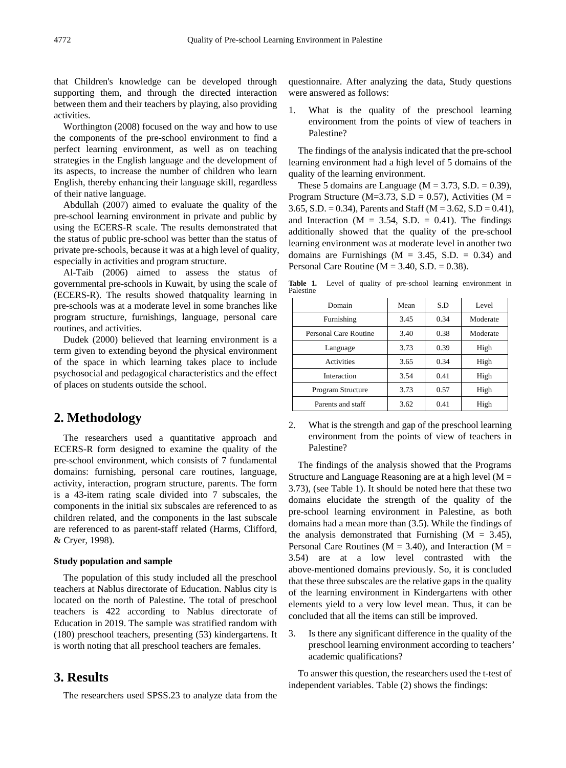that Children's knowledge can be developed through supporting them, and through the directed interaction between them and their teachers by playing, also providing activities.

Worthington (2008) focused on the way and how to use the components of the pre-school environment to find a perfect learning environment, as well as on teaching strategies in the English language and the development of its aspects, to increase the number of children who learn English, thereby enhancing their language skill, regardless of their native language.

Abdullah (2007) aimed to evaluate the quality of the pre-school learning environment in private and public by using the ECERS-R scale. The results demonstrated that the status of public pre-school was better than the status of private pre-schools, because it was at a high level of quality, especially in activities and program structure.

Al-Taib (2006) aimed to assess the status of governmental pre-schools in Kuwait, by using the scale of (ECERS-R). The results showed thatquality learning in pre-schools was at a moderate level in some branches like program structure, furnishings, language, personal care routines, and activities.

Dudek (2000) believed that learning environment is a term given to extending beyond the physical environment of the space in which learning takes place to include psychosocial and pedagogical characteristics and the effect of places on students outside the school.

## 2. Methodology

The researchers used a quantitative approach and ECERS-R form designed to examine the quality of the pre-school environment, which consists of 7 fundamental domains: furnishing, personal care routines, language, activity, interaction, program structure, parents. The form is a 43-item rating scale divided into 7 subscales, the components in the initial six subscales are referenced to as children related, and the components in the last subscale are referenced to as parent-staff related (Harms, Clifford, & Cryer, 1998).

#### Study population and sample

The population of this study included all the preschool teachers at Nablus directorate of Education. Nablus city is located on the north of Palestine. The total of preschool teachers is 422 according to Nablus directorate of Education in 2019. The sample was stratified random with (180) preschool teachers, presenting (53) kindergartens. It is worth noting that all preschool teachers are females.

## 3. Results

The researchers used SPSS.23 to analyze data from the questionnaire. After analyzing the data, Study questions were answered as follows:

1. What is the quality of the preschool learning environment from the points of view of teachers in Palestine?

The findings of the analysis indicated that the pre-school learning environment had a high level of 5 domains of the quality of the learning environment.

These 5 domains are Language (M = 3.73, S.D. = 0.39), Program Structure (M=3.73, S.D = 0.57), Activities (M = 3.65, S.D. = 0.34), Parents and Staff (M = 3.62, S.D = 0.41), and Interaction (M = 3.54, S.D. = 0.41). The findings additionally showed that the quality of the pre-school learning environment was at moderate level in another two domains are Furnishings (M = 3.45, S.D. = 0.34) and Personal Care Routine (M = 3.40, S.D. = 0.38).

**Table 1.** Level of quality of pre-school learning environment in Palestine

| Domain | Mean | S.D | Level |
|---|---|---|---|
| Furnishing | 3.45 | 0.34 | Moderate |
| Personal Care Routine | 3.40 | 0.38 | Moderate |
| Language | 3.73 | 0.39 | High |
| Activities | 3.65 | 0.34 | High |
| Interaction | 3.54 | 0.41 | High |
| Program Structure | 3.73 | 0.57 | High |
| Parents and staff | 3.62 | 0.41 | High |

2. What is the strength and gap of the preschool learning environment from the points of view of teachers in Palestine?

The findings of the analysis showed that the Programs Structure and Language Reasoning are at a high level (M = 3.73), (see Table 1). It should be noted here that these two domains elucidate the strength of the quality of the pre-school learning environment in Palestine, as both domains had a mean more than (3.5). While the findings of the analysis demonstrated that Furnishing (M = 3.45), Personal Care Routines (M = 3.40), and Interaction (M = 3.54) are at a low level contrasted with the above-mentioned domains previously. So, it is concluded that these three subscales are the relative gaps in the quality of the learning environment in Kindergartens with other elements yield to a very low level mean. Thus, it can be concluded that all the items can still be improved.

3. Is there any significant difference in the quality of the preschool learning environment according to teachers' academic qualifications?

To answer this question, the researchers used the t-test of independent variables. Table (2) shows the findings: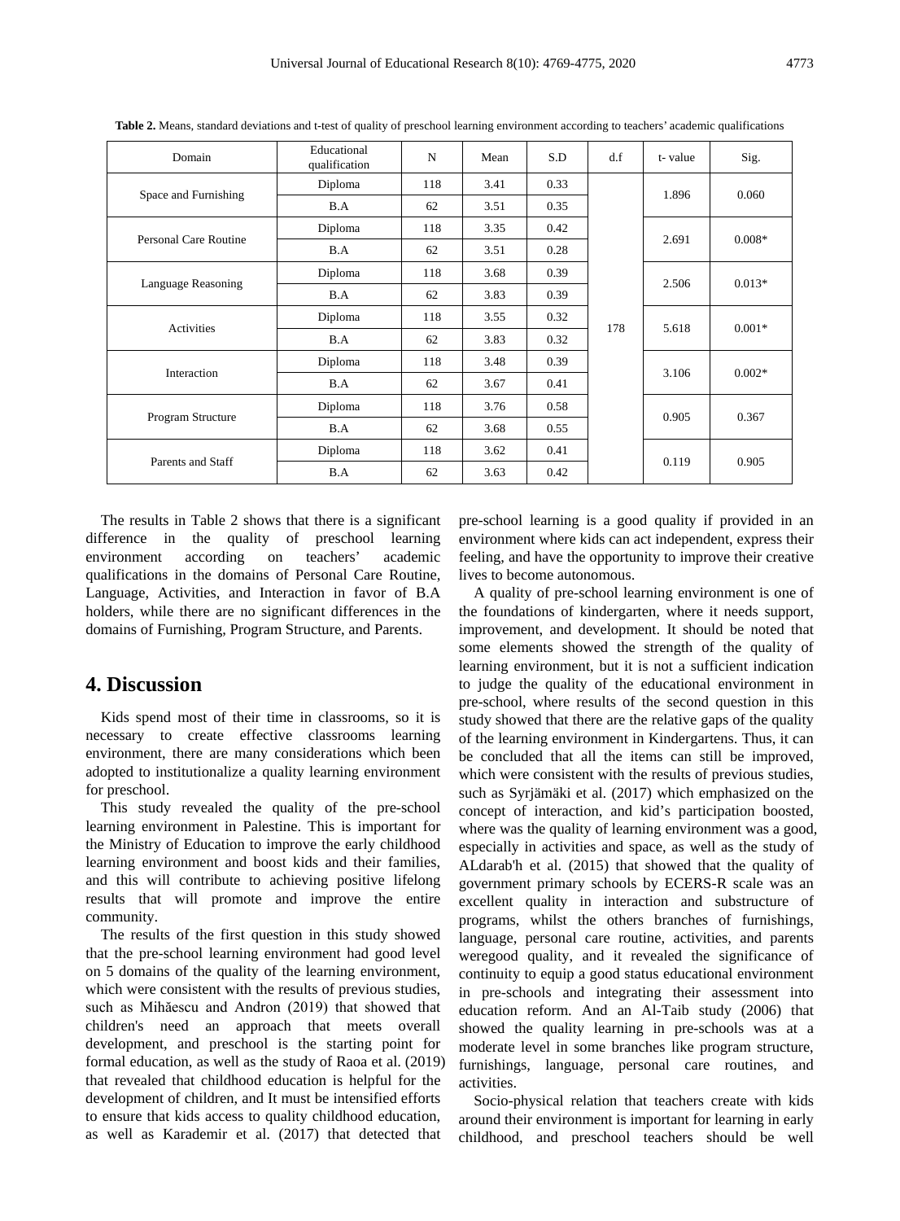**Table 2.** Means, standard deviations and t-test of quality of preschool learning environment according to teachers' academic qualifications

| Domain | Educational qualification | N | Mean | S.D | d.f | t- value | Sig. |
|---|---|---|---|---|---|---|---|
| Space and Furnishing | Diploma | 118 | 3.41 | 0.33 | 178 | 1.896 | 0.060 |
| | B.A | 62 | 3.51 | 0.35 | | | |
| Personal Care Routine | Diploma | 118 | 3.35 | 0.42 | | 2.691 | 0.008* |
| | B.A | 62 | 3.51 | 0.28 | | | |
| Language Reasoning | Diploma | 118 | 3.68 | 0.39 | | 2.506 | 0.013* |
| | B.A | 62 | 3.83 | 0.39 | | | |
| Activities | Diploma | 118 | 3.55 | 0.32 | | 5.618 | 0.001* |
| | B.A | 62 | 3.83 | 0.32 | | | |
| Interaction | Diploma | 118 | 3.48 | 0.39 | | 3.106 | 0.002* |
| | B.A | 62 | 3.67 | 0.41 | | | |
| Program Structure | Diploma | 118 | 3.76 | 0.58 | | 0.905 | 0.367 |
| | B.A | 62 | 3.68 | 0.55 | | | |
| Parents and Staff | Diploma | 118 | 3.62 | 0.41 | | 0.119 | 0.905 |
| | B.A | 62 | 3.63 | 0.42 | | | |

The results in Table 2 shows that there is a significant difference in the quality of preschool learning environment according on teachers' academic qualifications in the domains of Personal Care Routine, Language, Activities, and Interaction in favor of B.A holders, while there are no significant differences in the domains of Furnishing, Program Structure, and Parents.

## 4. Discussion

Kids spend most of their time in classrooms, so it is necessary to create effective classrooms learning environment, there are many considerations which been adopted to institutionalize a quality learning environment for preschool.

This study revealed the quality of the pre-school learning environment in Palestine. This is important for the Ministry of Education to improve the early childhood learning environment and boost kids and their families, and this will contribute to achieving positive lifelong results that will promote and improve the entire community.

The results of the first question in this study showed that the pre-school learning environment had good level on 5 domains of the quality of the learning environment, which were consistent with the results of previous studies, such as Mihăescu and Andron (2019) that showed that children's need an approach that meets overall development, and preschool is the starting point for formal education, as well as the study of Raoa et al. (2019) that revealed that childhood education is helpful for the development of children, and It must be intensified efforts to ensure that kids access to quality childhood education, as well as Karademir et al. (2017) that detected that pre-school learning is a good quality if provided in an environment where kids can act independent, express their feeling, and have the opportunity to improve their creative lives to become autonomous.

A quality of pre-school learning environment is one of the foundations of kindergarten, where it needs support, improvement, and development. It should be noted that some elements showed the strength of the quality of learning environment, but it is not a sufficient indication to judge the quality of the educational environment in pre-school, where results of the second question in this study showed that there are the relative gaps of the quality of the learning environment in Kindergartens. Thus, it can be concluded that all the items can still be improved, which were consistent with the results of previous studies, such as Syrjämäki et al. (2017) which emphasized on the concept of interaction, and kid's participation boosted, where was the quality of learning environment was a good, especially in activities and space, as well as the study of ALdarab'h et al. (2015) that showed that the quality of government primary schools by ECERS-R scale was an excellent quality in interaction and substructure of programs, whilst the others branches of furnishings, language, personal care routine, activities, and parents weregood quality, and it revealed the significance of continuity to equip a good status educational environment in pre-schools and integrating their assessment into education reform. And an Al-Taib study (2006) that showed the quality learning in pre-schools was at a moderate level in some branches like program structure, furnishings, language, personal care routines, and activities.

Socio-physical relation that teachers create with kids around their environment is important for learning in early childhood, and preschool teachers should be well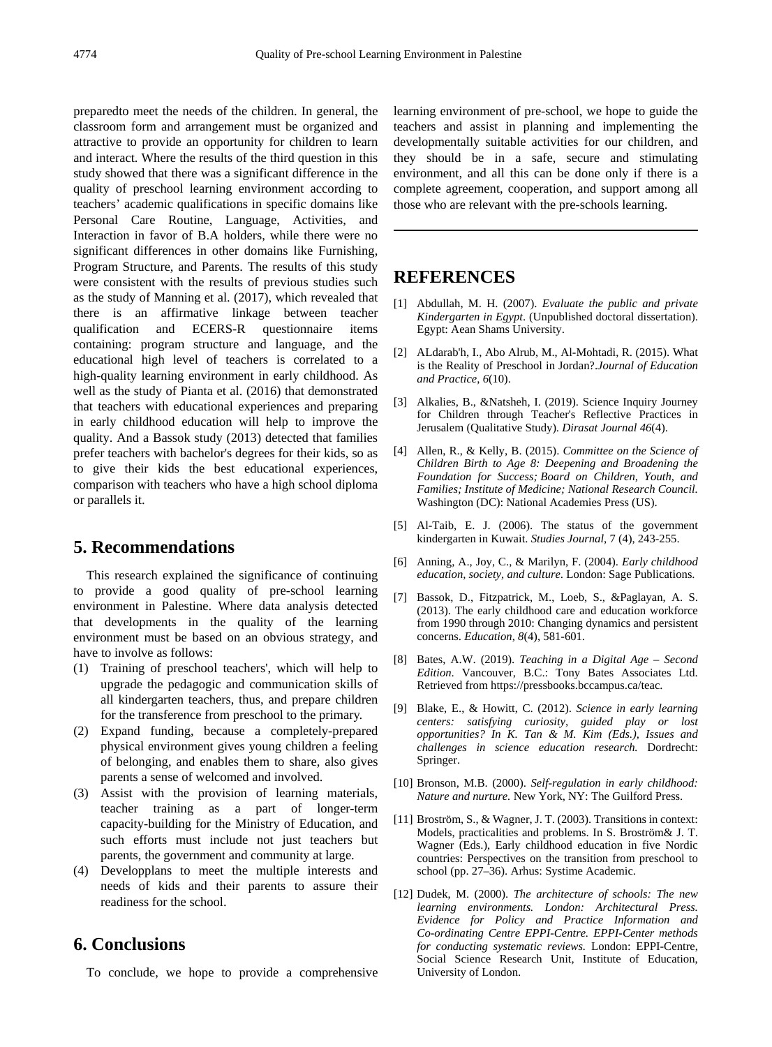preparedto meet the needs of the children. In general, the classroom form and arrangement must be organized and attractive to provide an opportunity for children to learn and interact. Where the results of the third question in this study showed that there was a significant difference in the quality of preschool learning environment according to teachers' academic qualifications in specific domains like Personal Care Routine, Language, Activities, and Interaction in favor of B.A holders, while there were no significant differences in other domains like Furnishing, Program Structure, and Parents. The results of this study were consistent with the results of previous studies such as the study of Manning et al. (2017), which revealed that there is an affirmative linkage between teacher qualification and ECERS-R questionnaire items containing: program structure and language, and the educational high level of teachers is correlated to a high-quality learning environment in early childhood. As well as the study of Pianta et al. (2016) that demonstrated that teachers with educational experiences and preparing in early childhood education will help to improve the quality. And a Bassok study (2013) detected that families prefer teachers with bachelor's degrees for their kids, so as to give their kids the best educational experiences, comparison with teachers who have a high school diploma or parallels it.

## 5. Recommendations

This research explained the significance of continuing to provide a good quality of pre-school learning environment in Palestine. Where data analysis detected that developments in the quality of the learning environment must be based on an obvious strategy, and have to involve as follows:

(1) Training of preschool teachers', which will help to upgrade the pedagogic and communication skills of all kindergarten teachers, thus, and prepare children for the transference from preschool to the primary.
(2) Expand funding, because a completely-prepared physical environment gives young children a feeling of belonging, and enables them to share, also gives parents a sense of welcomed and involved.
(3) Assist with the provision of learning materials, teacher training as a part of longer-term capacity-building for the Ministry of Education, and such efforts must include not just teachers but parents, the government and community at large.
(4) Developplans to meet the multiple interests and needs of kids and their parents to assure their readiness for the school.

## 6. Conclusions

To conclude, we hope to provide a comprehensive learning environment of pre-school, we hope to guide the teachers and assist in planning and implementing the developmentally suitable activities for our children, and they should be in a safe, secure and stimulating environment, and all this can be done only if there is a complete agreement, cooperation, and support among all those who are relevant with the pre-schools learning.

## REFERENCES

[1] Abdullah, M. H. (2007). *Evaluate the public and private Kindergarten in Egypt*. (Unpublished doctoral dissertation). Egypt: Aean Shams University.

[2] ALdarab'h, I., Abo Alrub, M., Al-Mohtadi, R. (2015). What is the Reality of Preschool in Jordan?.*Journal of Education and Practice*, *6*(10).

[3] Alkalies, B., &Natsheh, I. (2019). Science Inquiry Journey for Children through Teacher's Reflective Practices in Jerusalem (Qualitative Study). *Dirasat Journal 46*(4).

[4] Allen, R., & Kelly, B. (2015). *Committee on the Science of Children Birth to Age 8: Deepening and Broadening the Foundation for Success; Board on Children, Youth, and Families; Institute of Medicine; National Research Council.* Washington (DC): National Academies Press (US).

[5] Al-Taib, E. J. (2006). The status of the government kindergarten in Kuwait. *Studies Journal*, 7 (4), 243-255.

[6] Anning, A., Joy, C., & Marilyn, F. (2004). *Early childhood education, society, and culture.* London: Sage Publications.

[7] Bassok, D., Fitzpatrick, M., Loeb, S., &Paglayan, A. S. (2013). The early childhood care and education workforce from 1990 through 2010: Changing dynamics and persistent concerns. *Education, 8*(4), 581-601.

[8] Bates, A.W. (2019). *Teaching in a Digital Age – Second Edition*. Vancouver, B.C.: Tony Bates Associates Ltd. Retrieved from https://pressbooks.bccampus.ca/teac.

[9] Blake, E., & Howitt, C. (2012). *Science in early learning centers: satisfying curiosity, guided play or lost opportunities? In K. Tan & M. Kim (Eds.), Issues and challenges in science education research.* Dordrecht: Springer.

[10] Bronson, M.B. (2000). *Self-regulation in early childhood: Nature and nurture.* New York, NY: The Guilford Press.

[11] Broström, S., & Wagner, J. T. (2003). Transitions in context: Models, practicalities and problems. In S. Broström& J. T. Wagner (Eds.), Early childhood education in five Nordic countries: Perspectives on the transition from preschool to school (pp. 27–36). Arhus: Systime Academic.

[12] Dudek, M. (2000). *The architecture of schools: The new learning environments. London: Architectural Press. Evidence for Policy and Practice Information and Co-ordinating Centre EPPI-Centre. EPPI-Center methods for conducting systematic reviews.* London: EPPI-Centre, Social Science Research Unit, Institute of Education, University of London.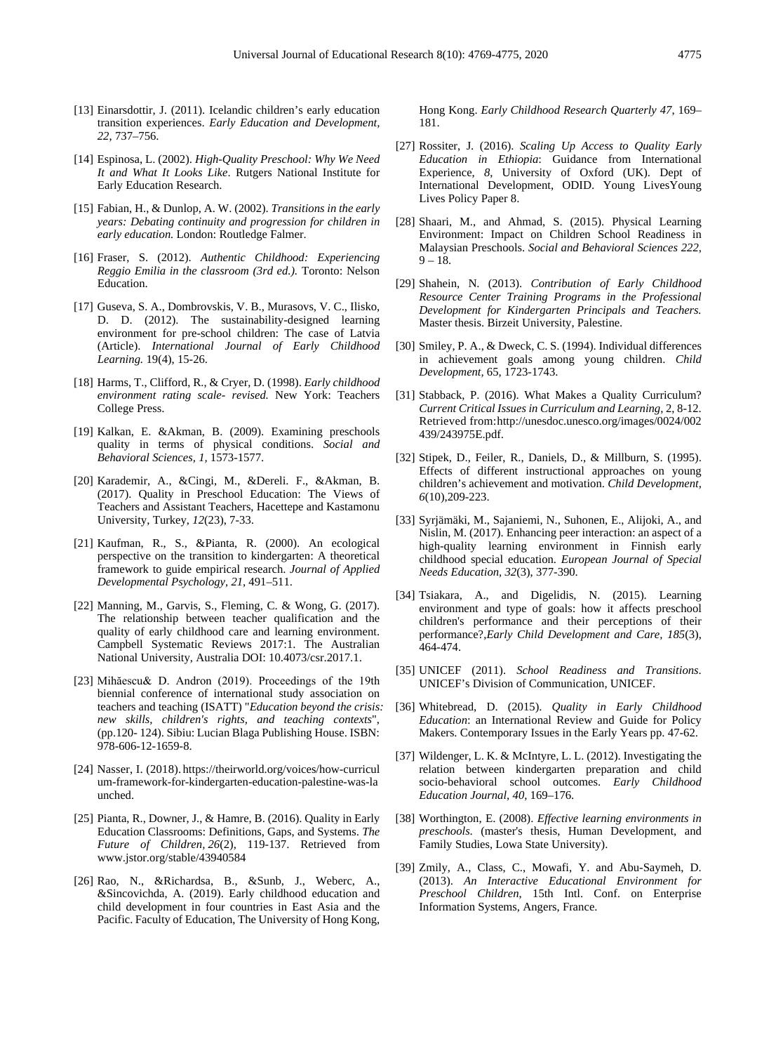[13] Einarsdottir, J. (2011). Icelandic children's early education transition experiences. *Early Education and Development, 22*, 737–756.

[14] Espinosa, L. (2002). *High-Quality Preschool: Why We Need It and What It Looks Like*. Rutgers National Institute for Early Education Research.

[15] Fabian, H., & Dunlop, A. W. (2002). *Transitions in the early years: Debating continuity and progression for children in early education.* London: Routledge Falmer.

[16] Fraser, S. (2012). *Authentic Childhood: Experiencing Reggio Emilia in the classroom (3rd ed.).* Toronto: Nelson Education.

[17] Guseva, S. A., Dombrovskis, V. B., Murasovs, V. C., Ilisko, D. D. (2012). The sustainability-designed learning environment for pre-school children: The case of Latvia (Article). *International Journal of Early Childhood Learning.* 19(4), 15-26.

[18] Harms, T., Clifford, R., & Cryer, D. (1998). *Early childhood environment rating scale- revised.* New York: Teachers College Press.

[19] Kalkan, E. &Akman, B. (2009). Examining preschools quality in terms of physical conditions. *Social and Behavioral Sciences, 1*, 1573-1577.

[20] Karademir, A., &Cingi, M., &Dereli. F., &Akman, B. (2017). Quality in Preschool Education: The Views of Teachers and Assistant Teachers, Hacettepe and Kastamonu University, Turkey, *12*(23), 7-33.

[21] Kaufman, R., S., &Pianta, R. (2000). An ecological perspective on the transition to kindergarten: A theoretical framework to guide empirical research. *Journal of Applied Developmental Psychology, 21*, 491–511.

[22] Manning, M., Garvis, S., Fleming, C. & Wong, G. (2017). The relationship between teacher qualification and the quality of early childhood care and learning environment. Campbell Systematic Reviews 2017:1. The Australian National University, Australia DOI: 10.4073/csr.2017.1.

[23] Mihăescu& D. Andron (2019). Proceedings of the 19th biennial conference of international study association on teachers and teaching (ISATT) "*Education beyond the crisis: new skills, children's rights, and teaching contexts*", (pp.120- 124). Sibiu: Lucian Blaga Publishing House. ISBN: 978-606-12-1659-8.

[24] Nasser, I. (2018). https://theirworld.org/voices/how-curriculum-framework-for-kindergarten-education-palestine-was-launched.

[25] Pianta, R., Downer, J., & Hamre, B. (2016). Quality in Early Education Classrooms: Definitions, Gaps, and Systems. *The Future of Children, 26*(2), 119-137. Retrieved from www.jstor.org/stable/43940584

[26] Rao, N., &Richardsa, B., &Sunb, J., Weberc, A., &Sincovichda, A. (2019). Early childhood education and child development in four countries in East Asia and the Pacific. Faculty of Education, The University of Hong Kong, Hong Kong. *Early Childhood Research Quarterly 47*, 169–181.

[27] Rossiter, J. (2016). *Scaling Up Access to Quality Early Education in Ethiopia*: Guidance from International Experience, *8*, University of Oxford (UK). Dept of International Development, ODID. Young LivesYoung Lives Policy Paper 8.

[28] Shaari, M., and Ahmad, S. (2015). Physical Learning Environment: Impact on Children School Readiness in Malaysian Preschools. *Social and Behavioral Sciences 222*, 9 – 18.

[29] Shahein, N. (2013). *Contribution of Early Childhood Resource Center Training Programs in the Professional Development for Kindergarten Principals and Teachers.* Master thesis. Birzeit University, Palestine.

[30] Smiley, P. A., & Dweck, C. S. (1994). Individual differences in achievement goals among young children. *Child Development,* 65, 1723-1743.

[31] Stabback, P. (2016). What Makes a Quality Curriculum? *Current Critical Issues in Curriculum and Learning*, 2, 8-12. Retrieved from:http://unesdoc.unesco.org/images/0024/002439/243975E.pdf.

[32] Stipek, D., Feiler, R., Daniels, D., & Millburn, S. (1995). Effects of different instructional approaches on young children's achievement and motivation. *Child Development, 6*(10),209-223.

[33] Syrjämäki, M., Sajaniemi, N., Suhonen, E., Alijoki, A., and Nislin, M. (2017). Enhancing peer interaction: an aspect of a high-quality learning environment in Finnish early childhood special education. *European Journal of Special Needs Education, 32*(3), 377-390.

[34] Tsiakara, A., and Digelidis, N. (2015). Learning environment and type of goals: how it affects preschool children's performance and their perceptions of their performance?,*Early Child Development and Care, 185*(3), 464-474.

[35] UNICEF (2011). *School Readiness and Transitions*. UNICEF's Division of Communication, UNICEF.

[36] Whitebread, D. (2015). *Quality in Early Childhood Education*: an International Review and Guide for Policy Makers. Contemporary Issues in the Early Years pp. 47-62.

[37] Wildenger, L. K. & McIntyre, L. L. (2012). Investigating the relation between kindergarten preparation and child socio-behavioral school outcomes. *Early Childhood Education Journal, 40*, 169–176.

[38] Worthington, E. (2008). *Effective learning environments in preschools.* (master's thesis, Human Development, and Family Studies, Lowa State University).

[39] Zmily, A., Class, C., Mowafi, Y. and Abu-Saymeh, D. (2013). *An Interactive Educational Environment for Preschool Children*, 15th Intl. Conf. on Enterprise Information Systems, Angers, France.